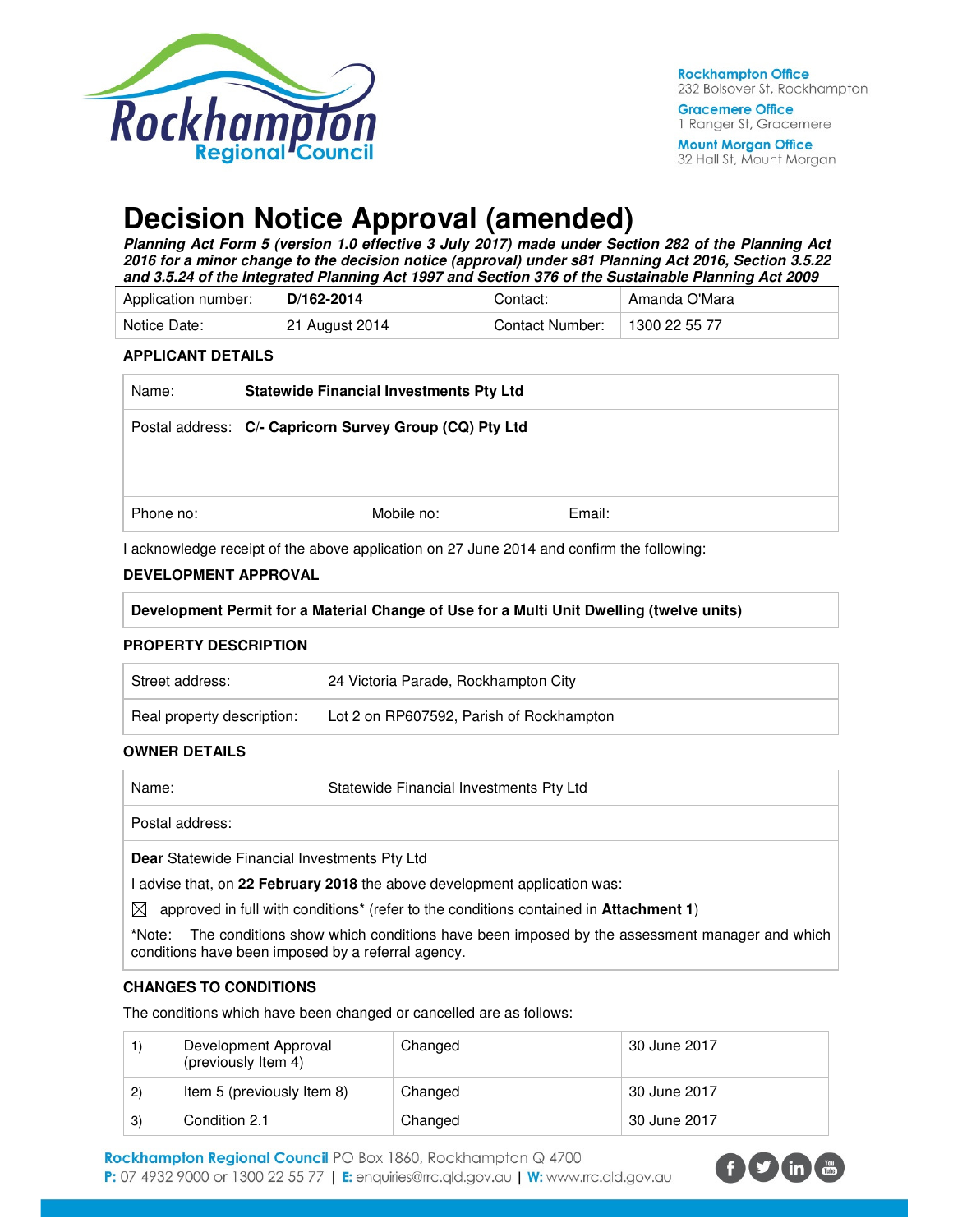# Decision Notice Approval (amended)

***Planning Act Form 5 (version 1.0 effective 3 July 2017) made under Section 282 of the Planning Act 2016 for a minor change to the decision notice (approval) under s81 Planning Act 2016, Section 3.5.22 and 3.5.24 of the Integrated Planning Act 1997 and Section 376 of the Sustainable Planning Act 2009***

| Application number: | **D/162-2014** | Contact: | Amanda O'Mara |
|---|---|---|---|
| Notice Date: | 21 August 2014 | Contact Number: | 1300 22 55 77 |

### APPLICANT DETAILS

| Name: | **Statewide Financial Investments Pty Ltd** | |
|---|---|---|
| Postal address: | **C/- Capricorn Survey Group (CQ) Pty Ltd** | |
| Phone no: | Mobile no: | Email: |

I acknowledge receipt of the above application on 27 June 2014 and confirm the following:

### DEVELOPMENT APPROVAL

**Development Permit for a Material Change of Use for a Multi Unit Dwelling (twelve units)**

### PROPERTY DESCRIPTION

| Street address: | 24 Victoria Parade, Rockhampton City |
|---|---|
| Real property description: | Lot 2 on RP607592, Parish of Rockhampton |

### OWNER DETAILS

| Name: | Statewide Financial Investments Pty Ltd |
|---|---|
| Postal address: | |

**Dear** Statewide Financial Investments Pty Ltd

I advise that, on **22 February 2018** the above development application was:

☒ approved in full with conditions* (refer to the conditions contained in **Attachment 1**)

*Note: The conditions show which conditions have been imposed by the assessment manager and which conditions have been imposed by a referral agency.

### CHANGES TO CONDITIONS

The conditions which have been changed or cancelled are as follows:

| | | | |
|---|---|---|---|
| 1) | Development Approval (previously Item 4) | Changed | 30 June 2017 |
| 2) | Item 5 (previously Item 8) | Changed | 30 June 2017 |
| 3) | Condition 2.1 | Changed | 30 June 2017 |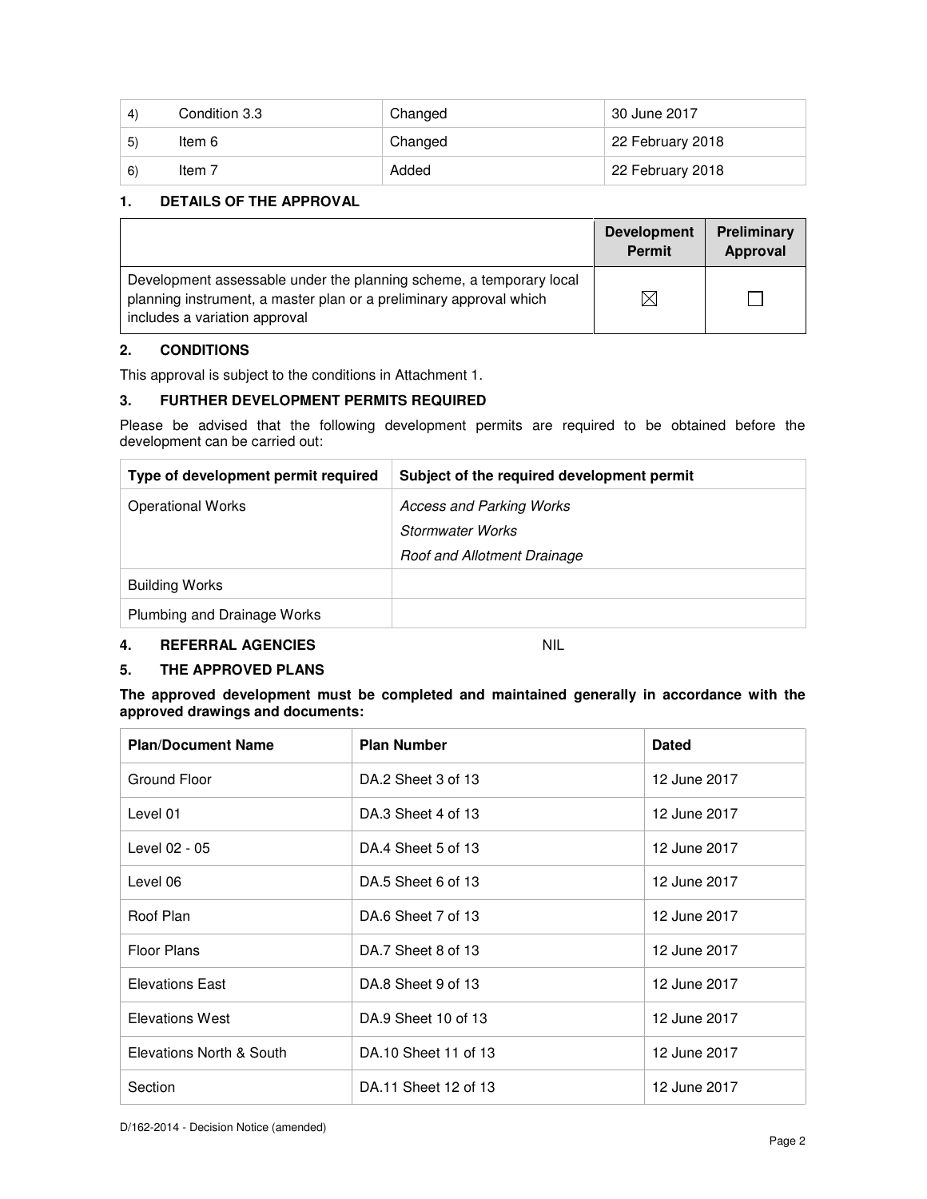| 4) | Condition 3.3 | Changed | 30 June 2017 |
|---|---|---|---|
| 5) | Item 6 | Changed | 22 February 2018 |
| 6) | Item 7 | Added | 22 February 2018 |

## 1. DETAILS OF THE APPROVAL

| | Development Permit | Preliminary Approval |
|---|---|---|
| Development assessable under the planning scheme, a temporary local planning instrument, a master plan or a preliminary approval which includes a variation approval | ☒ | ☐ |

## 2. CONDITIONS

This approval is subject to the conditions in Attachment 1.

## 3. FURTHER DEVELOPMENT PERMITS REQUIRED

Please be advised that the following development permits are required to be obtained before the development can be carried out:

| Type of development permit required | Subject of the required development permit |
|---|---|
| Operational Works | *Access and Parking Works*<br>*Stormwater Works*<br>*Roof and Allotment Drainage* |
| Building Works | |
| Plumbing and Drainage Works | |

## 4. REFERRAL AGENCIES NIL

## 5. THE APPROVED PLANS

**The approved development must be completed and maintained generally in accordance with the approved drawings and documents:**

| Plan/Document Name | Plan Number | Dated |
|---|---|---|
| Ground Floor | DA.2 Sheet 3 of 13 | 12 June 2017 |
| Level 01 | DA.3 Sheet 4 of 13 | 12 June 2017 |
| Level 02 - 05 | DA.4 Sheet 5 of 13 | 12 June 2017 |
| Level 06 | DA.5 Sheet 6 of 13 | 12 June 2017 |
| Roof Plan | DA.6 Sheet 7 of 13 | 12 June 2017 |
| Floor Plans | DA.7 Sheet 8 of 13 | 12 June 2017 |
| Elevations East | DA.8 Sheet 9 of 13 | 12 June 2017 |
| Elevations West | DA.9 Sheet 10 of 13 | 12 June 2017 |
| Elevations North & South | DA.10 Sheet 11 of 13 | 12 June 2017 |
| Section | DA.11 Sheet 12 of 13 | 12 June 2017 |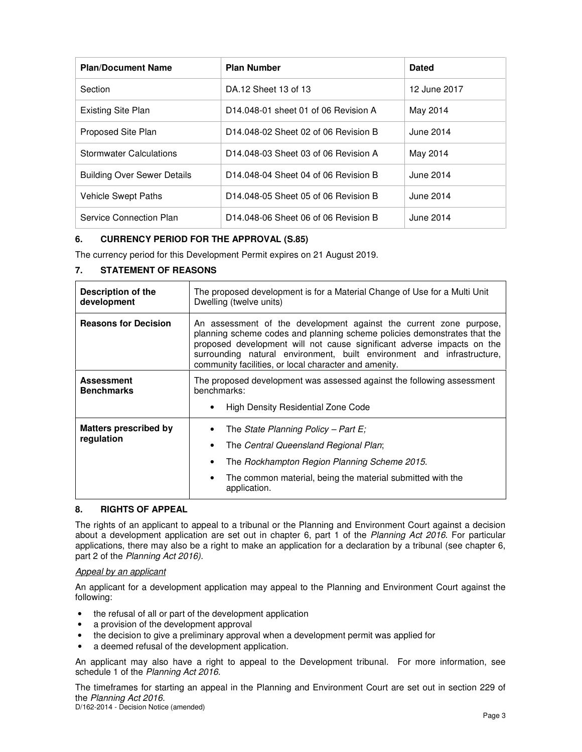| Plan/Document Name | Plan Number | Dated |
|---|---|---|
| Section | DA.12 Sheet 13 of 13 | 12 June 2017 |
| Existing Site Plan | D14.048-01 sheet 01 of 06 Revision A | May 2014 |
| Proposed Site Plan | D14.048-02 Sheet 02 of 06 Revision B | June 2014 |
| Stormwater Calculations | D14.048-03 Sheet 03 of 06 Revision A | May 2014 |
| Building Over Sewer Details | D14.048-04 Sheet 04 of 06 Revision B | June 2014 |
| Vehicle Swept Paths | D14.048-05 Sheet 05 of 06 Revision B | June 2014 |
| Service Connection Plan | D14.048-06 Sheet 06 of 06 Revision B | June 2014 |

## 6. CURRENCY PERIOD FOR THE APPROVAL (S.85)

The currency period for this Development Permit expires on 21 August 2019.

## 7. STATEMENT OF REASONS

| | |
|---|---|
| **Description of the development** | The proposed development is for a Material Change of Use for a Multi Unit Dwelling (twelve units) |
| **Reasons for Decision** | An assessment of the development against the current zone purpose, planning scheme codes and planning scheme policies demonstrates that the proposed development will not cause significant adverse impacts on the surrounding natural environment, built environment and infrastructure, community facilities, or local character and amenity. |
| **Assessment Benchmarks** | The proposed development was assessed against the following assessment benchmarks: <br>• High Density Residential Zone Code |
| **Matters prescribed by regulation** | • The *State Planning Policy – Part E;* <br>• The *Central Queensland Regional Plan*; <br>• The *Rockhampton Region Planning Scheme 2015.* <br>• The common material, being the material submitted with the application. |

## 8. RIGHTS OF APPEAL

The rights of an applicant to appeal to a tribunal or the Planning and Environment Court against a decision about a development application are set out in chapter 6, part 1 of the *Planning Act 2016*. For particular applications, there may also be a right to make an application for a declaration by a tribunal (see chapter 6, part 2 of the *Planning Act 2016)*.

*Appeal by an applicant*

An applicant for a development application may appeal to the Planning and Environment Court against the following:

- the refusal of all or part of the development application
- a provision of the development approval
- the decision to give a preliminary approval when a development permit was applied for
- a deemed refusal of the development application.

An applicant may also have a right to appeal to the Development tribunal. For more information, see schedule 1 of the *Planning Act 2016*.

The timeframes for starting an appeal in the Planning and Environment Court are set out in section 229 of the *Planning Act 2016*.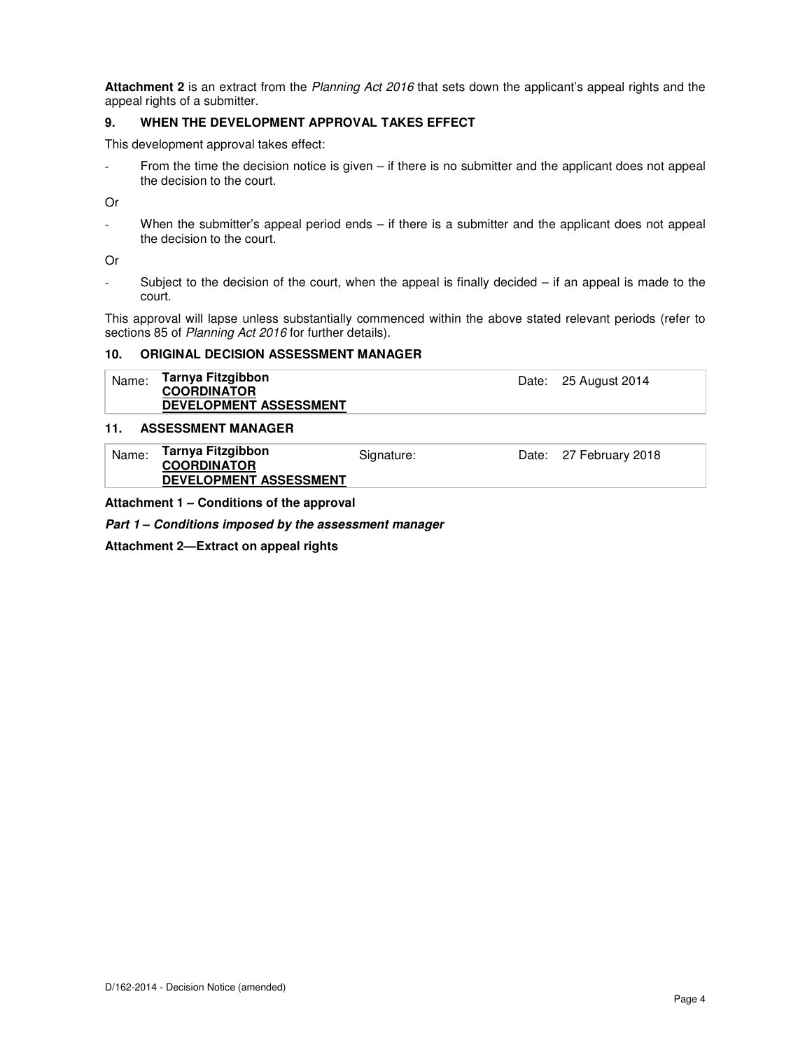**Attachment 2** is an extract from the *Planning Act 2016* that sets down the applicant's appeal rights and the appeal rights of a submitter.

## 9. WHEN THE DEVELOPMENT APPROVAL TAKES EFFECT

This development approval takes effect:

- From the time the decision notice is given – if there is no submitter and the applicant does not appeal the decision to the court.

Or

- When the submitter's appeal period ends – if there is a submitter and the applicant does not appeal the decision to the court.

Or

- Subject to the decision of the court, when the appeal is finally decided – if an appeal is made to the court.

This approval will lapse unless substantially commenced within the above stated relevant periods (refer to sections 85 of *Planning Act 2016* for further details).

## 10. ORIGINAL DECISION ASSESSMENT MANAGER

| Name: | **Tarnya Fitzgibbon**<br>**COORDINATOR**<br>**DEVELOPMENT ASSESSMENT** | Date: | 25 August 2014 |
|---|---|---|---|

## 11. ASSESSMENT MANAGER

| Name: | **Tarnya Fitzgibbon**<br>**COORDINATOR**<br>**DEVELOPMENT ASSESSMENT** | Signature: | Date: | 27 February 2018 |
|---|---|---|---|---|

**Attachment 1 – Conditions of the approval**

***Part 1 – Conditions imposed by the assessment manager***

**Attachment 2—Extract on appeal rights**

D/162-2014 - Decision Notice (amended)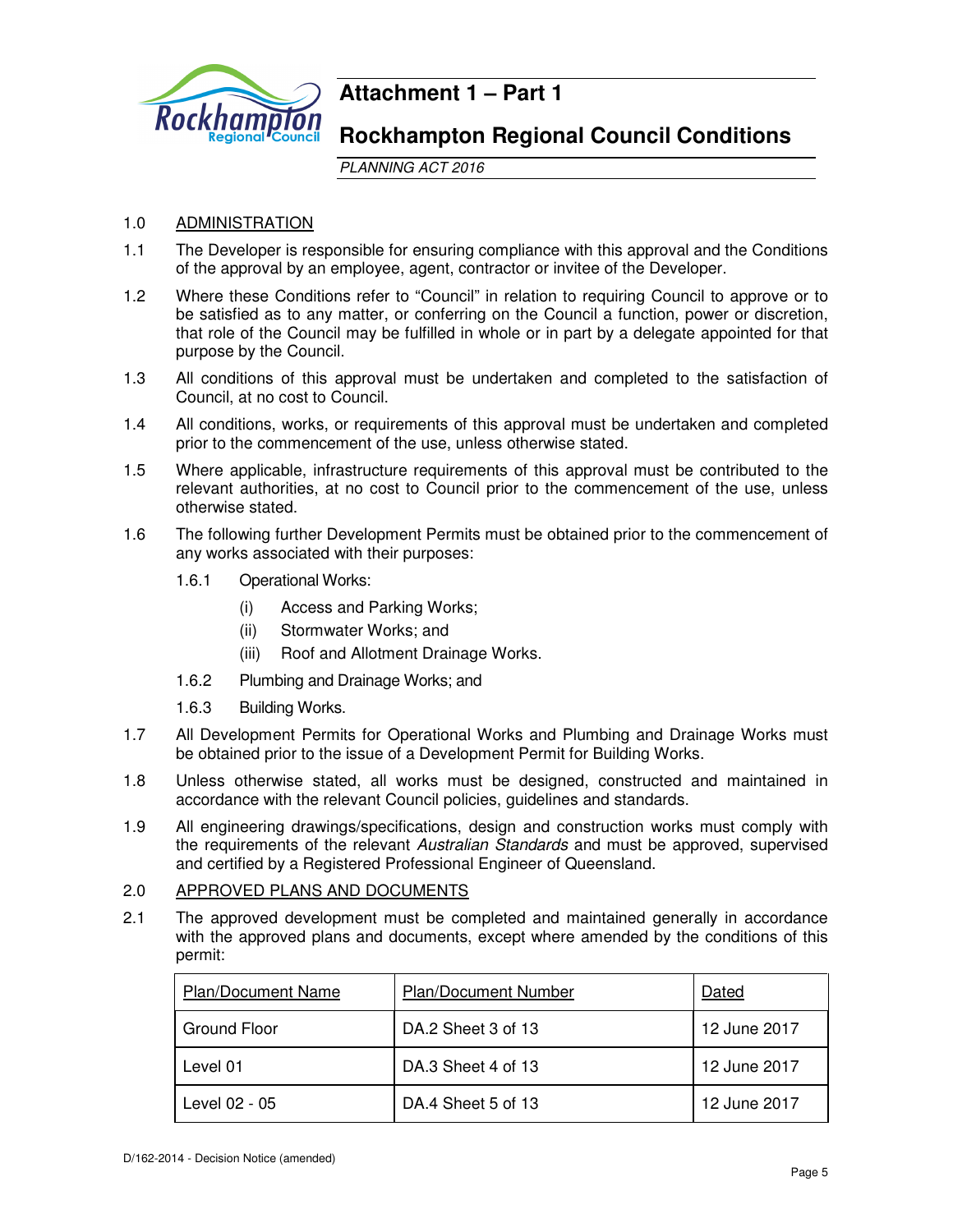# Attachment 1 – Part 1

## Rockhampton Regional Council Conditions

*PLANNING ACT 2016*

1.0 ADMINISTRATION

1.1 The Developer is responsible for ensuring compliance with this approval and the Conditions of the approval by an employee, agent, contractor or invitee of the Developer.

1.2 Where these Conditions refer to "Council" in relation to requiring Council to approve or to be satisfied as to any matter, or conferring on the Council a function, power or discretion, that role of the Council may be fulfilled in whole or in part by a delegate appointed for that purpose by the Council.

1.3 All conditions of this approval must be undertaken and completed to the satisfaction of Council, at no cost to Council.

1.4 All conditions, works, or requirements of this approval must be undertaken and completed prior to the commencement of the use, unless otherwise stated.

1.5 Where applicable, infrastructure requirements of this approval must be contributed to the relevant authorities, at no cost to Council prior to the commencement of the use, unless otherwise stated.

1.6 The following further Development Permits must be obtained prior to the commencement of any works associated with their purposes:

1.6.1 Operational Works:

(i) Access and Parking Works;

(ii) Stormwater Works; and

(iii) Roof and Allotment Drainage Works.

1.6.2 Plumbing and Drainage Works; and

1.6.3 Building Works.

1.7 All Development Permits for Operational Works and Plumbing and Drainage Works must be obtained prior to the issue of a Development Permit for Building Works.

1.8 Unless otherwise stated, all works must be designed, constructed and maintained in accordance with the relevant Council policies, guidelines and standards.

1.9 All engineering drawings/specifications, design and construction works must comply with the requirements of the relevant *Australian Standards* and must be approved, supervised and certified by a Registered Professional Engineer of Queensland.

2.0 APPROVED PLANS AND DOCUMENTS

2.1 The approved development must be completed and maintained generally in accordance with the approved plans and documents, except where amended by the conditions of this permit:

| Plan/Document Name | Plan/Document Number | Dated |
|---|---|---|
| Ground Floor | DA.2 Sheet 3 of 13 | 12 June 2017 |
| Level 01 | DA.3 Sheet 4 of 13 | 12 June 2017 |
| Level 02 - 05 | DA.4 Sheet 5 of 13 | 12 June 2017 |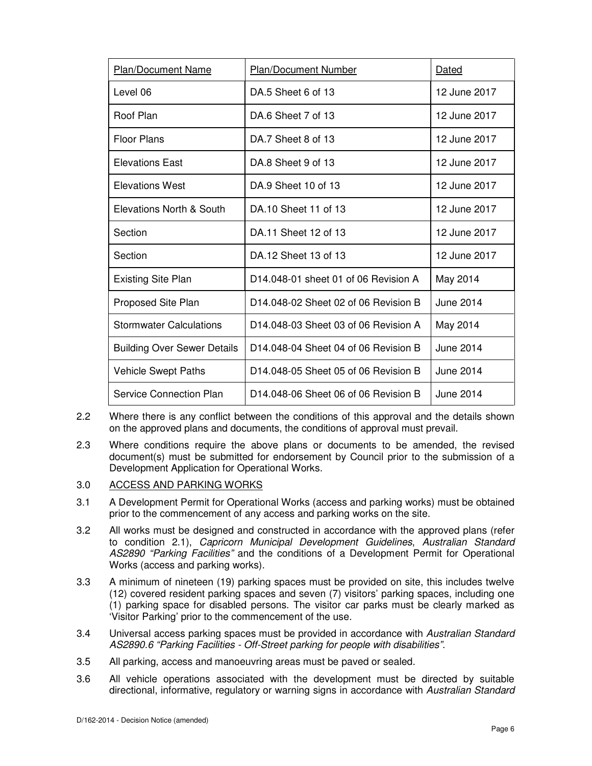| Plan/Document Name | Plan/Document Number | Dated |
|---|---|---|
| Level 06 | DA.5 Sheet 6 of 13 | 12 June 2017 |
| Roof Plan | DA.6 Sheet 7 of 13 | 12 June 2017 |
| Floor Plans | DA.7 Sheet 8 of 13 | 12 June 2017 |
| Elevations East | DA.8 Sheet 9 of 13 | 12 June 2017 |
| Elevations West | DA.9 Sheet 10 of 13 | 12 June 2017 |
| Elevations North & South | DA.10 Sheet 11 of 13 | 12 June 2017 |
| Section | DA.11 Sheet 12 of 13 | 12 June 2017 |
| Section | DA.12 Sheet 13 of 13 | 12 June 2017 |
| Existing Site Plan | D14.048-01 sheet 01 of 06 Revision A | May 2014 |
| Proposed Site Plan | D14.048-02 Sheet 02 of 06 Revision B | June 2014 |
| Stormwater Calculations | D14.048-03 Sheet 03 of 06 Revision A | May 2014 |
| Building Over Sewer Details | D14.048-04 Sheet 04 of 06 Revision B | June 2014 |
| Vehicle Swept Paths | D14.048-05 Sheet 05 of 06 Revision B | June 2014 |
| Service Connection Plan | D14.048-06 Sheet 06 of 06 Revision B | June 2014 |

2.2 Where there is any conflict between the conditions of this approval and the details shown on the approved plans and documents, the conditions of approval must prevail.

2.3 Where conditions require the above plans or documents to be amended, the revised document(s) must be submitted for endorsement by Council prior to the submission of a Development Application for Operational Works.

3.0 ACCESS AND PARKING WORKS

3.1 A Development Permit for Operational Works (access and parking works) must be obtained prior to the commencement of any access and parking works on the site.

3.2 All works must be designed and constructed in accordance with the approved plans (refer to condition 2.1), *Capricorn Municipal Development Guidelines*, *Australian Standard AS2890 "Parking Facilities"* and the conditions of a Development Permit for Operational Works (access and parking works).

3.3 A minimum of nineteen (19) parking spaces must be provided on site, this includes twelve (12) covered resident parking spaces and seven (7) visitors' parking spaces, including one (1) parking space for disabled persons. The visitor car parks must be clearly marked as 'Visitor Parking' prior to the commencement of the use.

3.4 Universal access parking spaces must be provided in accordance with *Australian Standard AS2890.6 "Parking Facilities - Off-Street parking for people with disabilities"*.

3.5 All parking, access and manoeuvring areas must be paved or sealed.

3.6 All vehicle operations associated with the development must be directed by suitable directional, informative, regulatory or warning signs in accordance with *Australian Standard*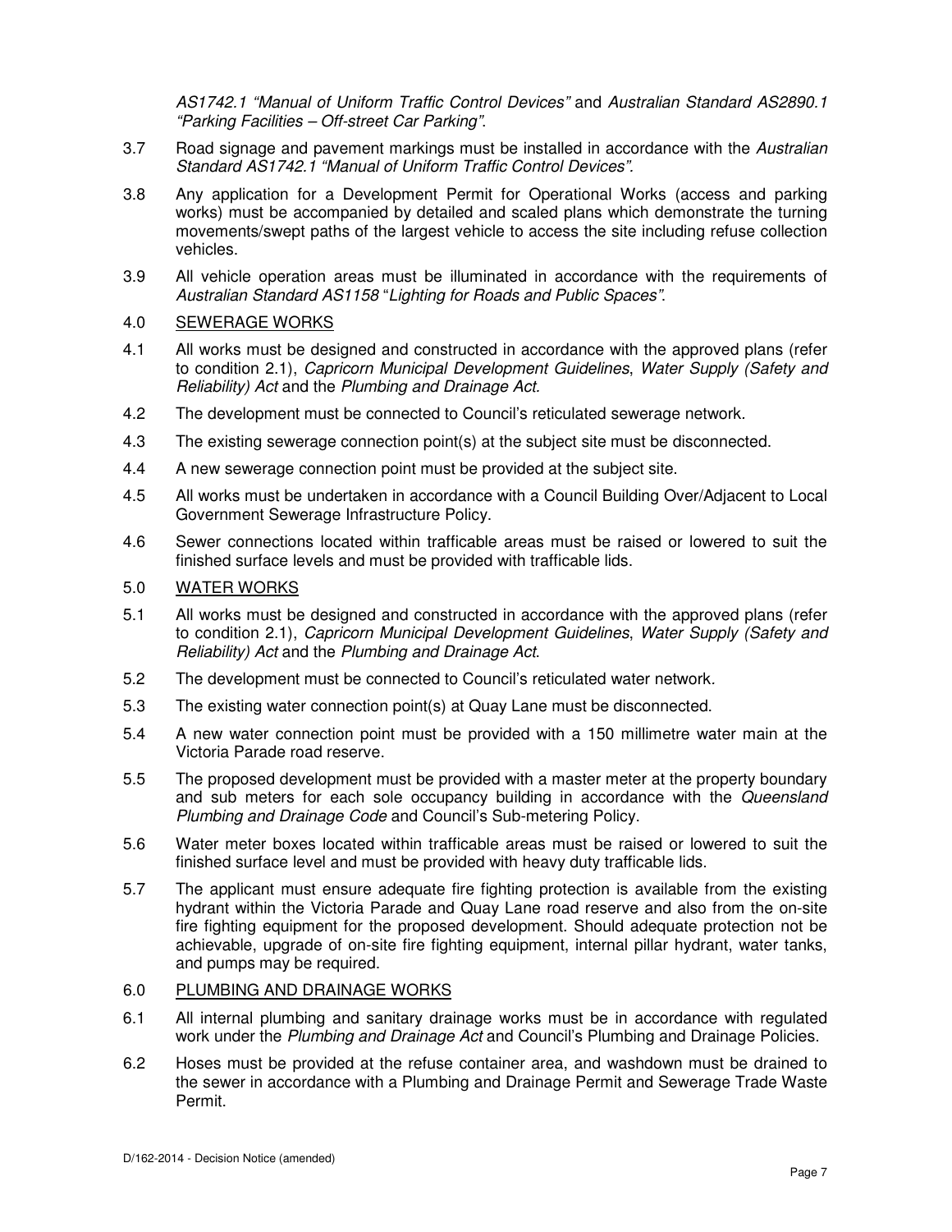*AS1742.1 "Manual of Uniform Traffic Control Devices"* and *Australian Standard AS2890.1 "Parking Facilities – Off-street Car Parking"*.

3.7 Road signage and pavement markings must be installed in accordance with the *Australian Standard AS1742.1 "Manual of Uniform Traffic Control Devices"*.

3.8 Any application for a Development Permit for Operational Works (access and parking works) must be accompanied by detailed and scaled plans which demonstrate the turning movements/swept paths of the largest vehicle to access the site including refuse collection vehicles.

3.9 All vehicle operation areas must be illuminated in accordance with the requirements of *Australian Standard AS1158* "*Lighting for Roads and Public Spaces"*.

4.0 SEWERAGE WORKS

4.1 All works must be designed and constructed in accordance with the approved plans (refer to condition 2.1), *Capricorn Municipal Development Guidelines*, *Water Supply (Safety and Reliability) Act* and the *Plumbing and Drainage Act*.

4.2 The development must be connected to Council's reticulated sewerage network.

4.3 The existing sewerage connection point(s) at the subject site must be disconnected.

4.4 A new sewerage connection point must be provided at the subject site.

4.5 All works must be undertaken in accordance with a Council Building Over/Adjacent to Local Government Sewerage Infrastructure Policy.

4.6 Sewer connections located within trafficable areas must be raised or lowered to suit the finished surface levels and must be provided with trafficable lids.

5.0 WATER WORKS

5.1 All works must be designed and constructed in accordance with the approved plans (refer to condition 2.1), *Capricorn Municipal Development Guidelines*, *Water Supply (Safety and Reliability) Act* and the *Plumbing and Drainage Act*.

5.2 The development must be connected to Council's reticulated water network.

5.3 The existing water connection point(s) at Quay Lane must be disconnected.

5.4 A new water connection point must be provided with a 150 millimetre water main at the Victoria Parade road reserve.

5.5 The proposed development must be provided with a master meter at the property boundary and sub meters for each sole occupancy building in accordance with the *Queensland Plumbing and Drainage Code* and Council's Sub-metering Policy.

5.6 Water meter boxes located within trafficable areas must be raised or lowered to suit the finished surface level and must be provided with heavy duty trafficable lids.

5.7 The applicant must ensure adequate fire fighting protection is available from the existing hydrant within the Victoria Parade and Quay Lane road reserve and also from the on-site fire fighting equipment for the proposed development. Should adequate protection not be achievable, upgrade of on-site fire fighting equipment, internal pillar hydrant, water tanks, and pumps may be required.

6.0 PLUMBING AND DRAINAGE WORKS

6.1 All internal plumbing and sanitary drainage works must be in accordance with regulated work under the *Plumbing and Drainage Act* and Council's Plumbing and Drainage Policies.

6.2 Hoses must be provided at the refuse container area, and washdown must be drained to the sewer in accordance with a Plumbing and Drainage Permit and Sewerage Trade Waste Permit.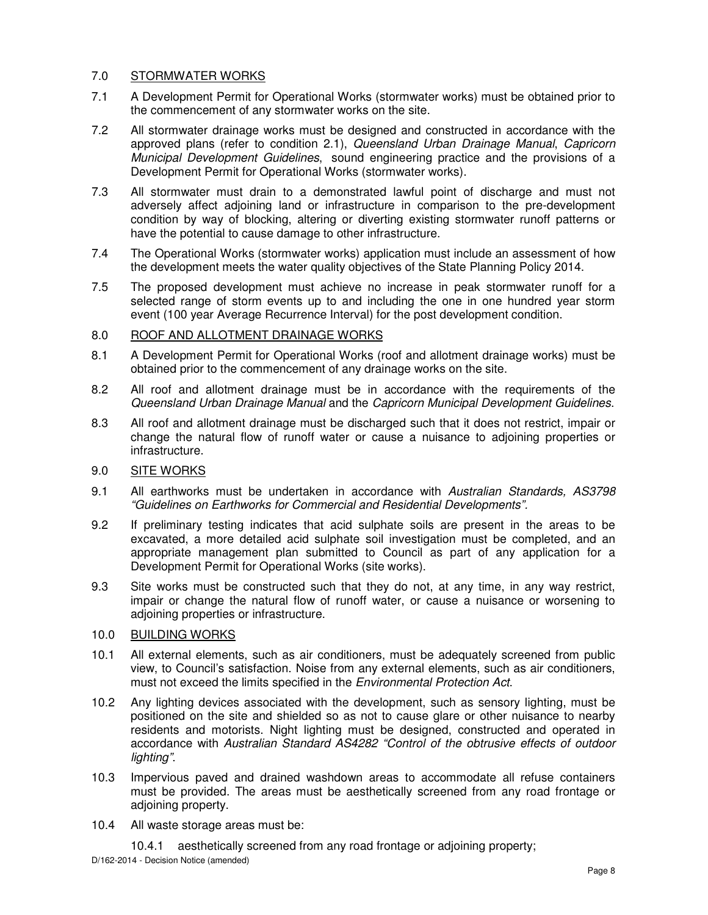## 7.0 STORMWATER WORKS

7.1 A Development Permit for Operational Works (stormwater works) must be obtained prior to the commencement of any stormwater works on the site.

7.2 All stormwater drainage works must be designed and constructed in accordance with the approved plans (refer to condition 2.1), *Queensland Urban Drainage Manual*, *Capricorn Municipal Development Guidelines*, sound engineering practice and the provisions of a Development Permit for Operational Works (stormwater works).

7.3 All stormwater must drain to a demonstrated lawful point of discharge and must not adversely affect adjoining land or infrastructure in comparison to the pre-development condition by way of blocking, altering or diverting existing stormwater runoff patterns or have the potential to cause damage to other infrastructure.

7.4 The Operational Works (stormwater works) application must include an assessment of how the development meets the water quality objectives of the State Planning Policy 2014.

7.5 The proposed development must achieve no increase in peak stormwater runoff for a selected range of storm events up to and including the one in one hundred year storm event (100 year Average Recurrence Interval) for the post development condition.

## 8.0 ROOF AND ALLOTMENT DRAINAGE WORKS

8.1 A Development Permit for Operational Works (roof and allotment drainage works) must be obtained prior to the commencement of any drainage works on the site.

8.2 All roof and allotment drainage must be in accordance with the requirements of the *Queensland Urban Drainage Manual* and the *Capricorn Municipal Development Guidelines*.

8.3 All roof and allotment drainage must be discharged such that it does not restrict, impair or change the natural flow of runoff water or cause a nuisance to adjoining properties or infrastructure.

## 9.0 SITE WORKS

9.1 All earthworks must be undertaken in accordance with *Australian Standards, AS3798 "Guidelines on Earthworks for Commercial and Residential Developments"*.

9.2 If preliminary testing indicates that acid sulphate soils are present in the areas to be excavated, a more detailed acid sulphate soil investigation must be completed, and an appropriate management plan submitted to Council as part of any application for a Development Permit for Operational Works (site works).

9.3 Site works must be constructed such that they do not, at any time, in any way restrict, impair or change the natural flow of runoff water, or cause a nuisance or worsening to adjoining properties or infrastructure.

## 10.0 BUILDING WORKS

10.1 All external elements, such as air conditioners, must be adequately screened from public view, to Council's satisfaction. Noise from any external elements, such as air conditioners, must not exceed the limits specified in the *Environmental Protection Act*.

10.2 Any lighting devices associated with the development, such as sensory lighting, must be positioned on the site and shielded so as not to cause glare or other nuisance to nearby residents and motorists. Night lighting must be designed, constructed and operated in accordance with *Australian Standard AS4282 "Control of the obtrusive effects of outdoor lighting"*.

10.3 Impervious paved and drained washdown areas to accommodate all refuse containers must be provided. The areas must be aesthetically screened from any road frontage or adjoining property.

10.4 All waste storage areas must be:

10.4.1 aesthetically screened from any road frontage or adjoining property;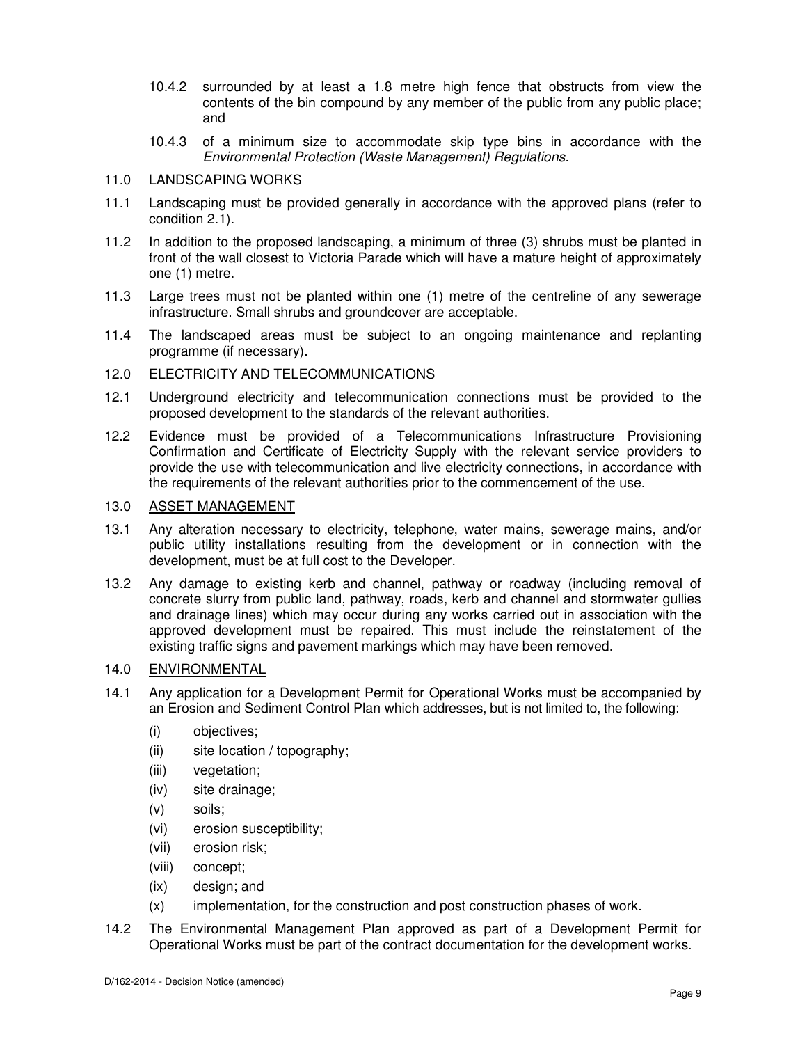10.4.2 surrounded by at least a 1.8 metre high fence that obstructs from view the contents of the bin compound by any member of the public from any public place; and

10.4.3 of a minimum size to accommodate skip type bins in accordance with the *Environmental Protection (Waste Management) Regulations*.

11.0 LANDSCAPING WORKS

11.1 Landscaping must be provided generally in accordance with the approved plans (refer to condition 2.1).

11.2 In addition to the proposed landscaping, a minimum of three (3) shrubs must be planted in front of the wall closest to Victoria Parade which will have a mature height of approximately one (1) metre.

11.3 Large trees must not be planted within one (1) metre of the centreline of any sewerage infrastructure. Small shrubs and groundcover are acceptable.

11.4 The landscaped areas must be subject to an ongoing maintenance and replanting programme (if necessary).

12.0 ELECTRICITY AND TELECOMMUNICATIONS

12.1 Underground electricity and telecommunication connections must be provided to the proposed development to the standards of the relevant authorities.

12.2 Evidence must be provided of a Telecommunications Infrastructure Provisioning Confirmation and Certificate of Electricity Supply with the relevant service providers to provide the use with telecommunication and live electricity connections, in accordance with the requirements of the relevant authorities prior to the commencement of the use.

13.0 ASSET MANAGEMENT

13.1 Any alteration necessary to electricity, telephone, water mains, sewerage mains, and/or public utility installations resulting from the development or in connection with the development, must be at full cost to the Developer.

13.2 Any damage to existing kerb and channel, pathway or roadway (including removal of concrete slurry from public land, pathway, roads, kerb and channel and stormwater gullies and drainage lines) which may occur during any works carried out in association with the approved development must be repaired. This must include the reinstatement of the existing traffic signs and pavement markings which may have been removed.

14.0 ENVIRONMENTAL

14.1 Any application for a Development Permit for Operational Works must be accompanied by an Erosion and Sediment Control Plan which addresses, but is not limited to, the following:

(i) objectives;
(ii) site location / topography;
(iii) vegetation;
(iv) site drainage;
(v) soils;
(vi) erosion susceptibility;
(vii) erosion risk;
(viii) concept;
(ix) design; and
(x) implementation, for the construction and post construction phases of work.

14.2 The Environmental Management Plan approved as part of a Development Permit for Operational Works must be part of the contract documentation for the development works.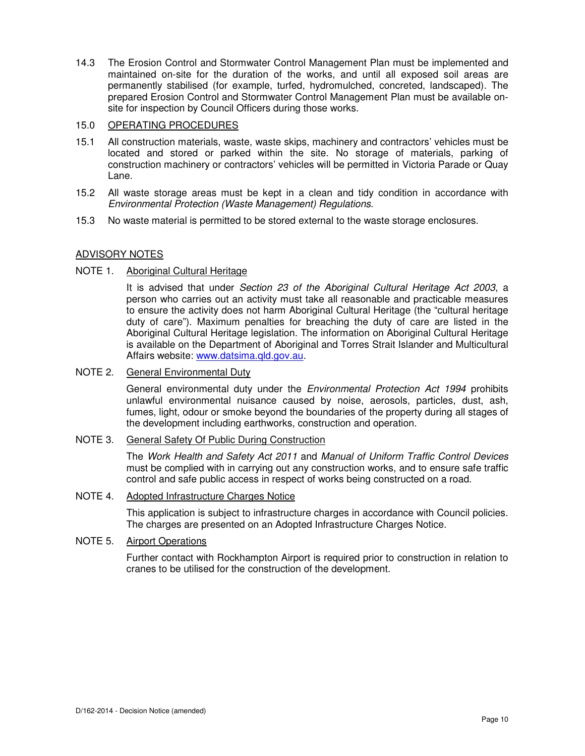14.3 The Erosion Control and Stormwater Control Management Plan must be implemented and maintained on-site for the duration of the works, and until all exposed soil areas are permanently stabilised (for example, turfed, hydromulched, concreted, landscaped). The prepared Erosion Control and Stormwater Control Management Plan must be available on-site for inspection by Council Officers during those works.

## 15.0 <u>OPERATING PROCEDURES</u>

15.1 All construction materials, waste, waste skips, machinery and contractors' vehicles must be located and stored or parked within the site. No storage of materials, parking of construction machinery or contractors' vehicles will be permitted in Victoria Parade or Quay Lane.

15.2 All waste storage areas must be kept in a clean and tidy condition in accordance with *Environmental Protection (Waste Management) Regulations*.

15.3 No waste material is permitted to be stored external to the waste storage enclosures.

## <u>ADVISORY NOTES</u>

### NOTE 1. <u>Aboriginal Cultural Heritage</u>

It is advised that under *Section 23 of the Aboriginal Cultural Heritage Act 2003*, a person who carries out an activity must take all reasonable and practicable measures to ensure the activity does not harm Aboriginal Cultural Heritage (the "cultural heritage duty of care"). Maximum penalties for breaching the duty of care are listed in the Aboriginal Cultural Heritage legislation. The information on Aboriginal Cultural Heritage is available on the Department of Aboriginal and Torres Strait Islander and Multicultural Affairs website: [www.datsima.qld.gov.au](http://www.datsima.qld.gov.au).

### NOTE 2. <u>General Environmental Duty</u>

General environmental duty under the *Environmental Protection Act 1994* prohibits unlawful environmental nuisance caused by noise, aerosols, particles, dust, ash, fumes, light, odour or smoke beyond the boundaries of the property during all stages of the development including earthworks, construction and operation.

### NOTE 3. <u>General Safety Of Public During Construction</u>

The *Work Health and Safety Act 2011* and *Manual of Uniform Traffic Control Devices* must be complied with in carrying out any construction works, and to ensure safe traffic control and safe public access in respect of works being constructed on a road.

### NOTE 4. <u>Adopted Infrastructure Charges Notice</u>

This application is subject to infrastructure charges in accordance with Council policies. The charges are presented on an Adopted Infrastructure Charges Notice.

### NOTE 5. <u>Airport Operations</u>

Further contact with Rockhampton Airport is required prior to construction in relation to cranes to be utilised for the construction of the development.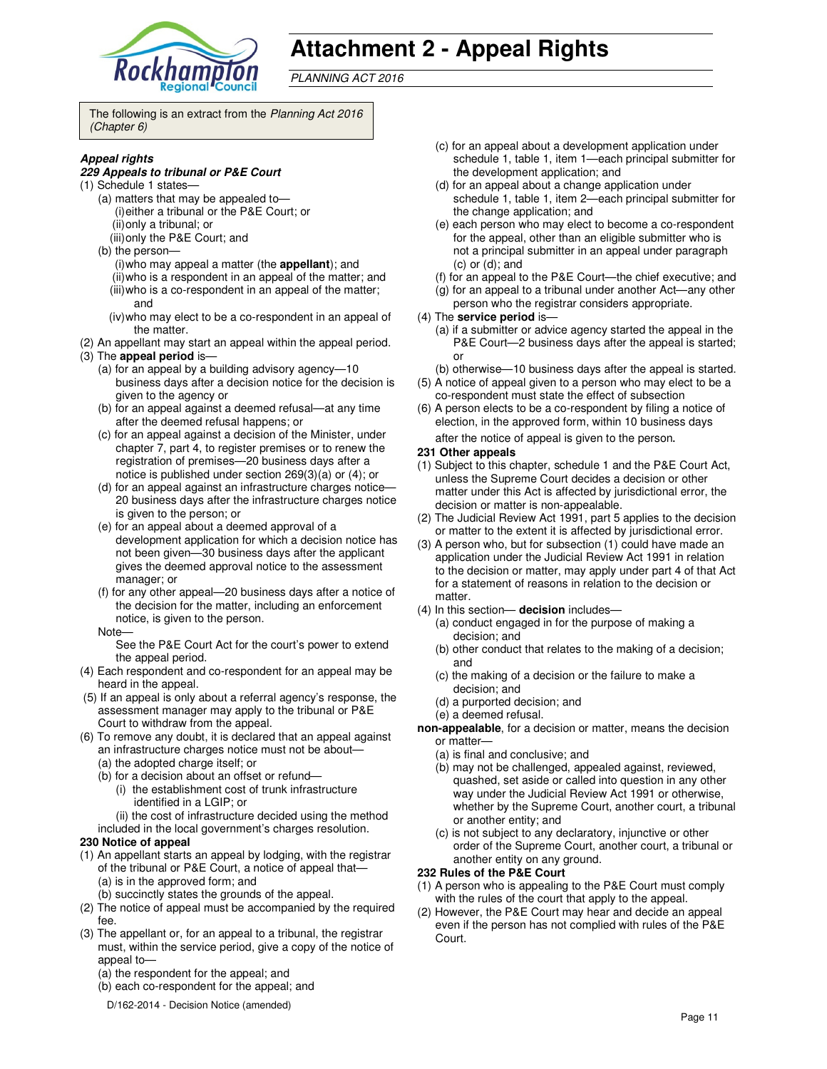# Attachment 2 - Appeal Rights

*PLANNING ACT 2016*

The following is an extract from the *Planning Act 2016 (Chapter 6)*

***Appeal rights***

***229 Appeals to tribunal or P&E Court***

(1) Schedule 1 states—

(a) matters that may be appealed to—

(i) either a tribunal or the P&E Court; or

(ii) only a tribunal; or

(iii) only the P&E Court; and

(b) the person—

(i) who may appeal a matter (the **appellant**); and

(ii) who is a respondent in an appeal of the matter; and

(iii) who is a co-respondent in an appeal of the matter; and

(iv) who may elect to be a co-respondent in an appeal of the matter.

(2) An appellant may start an appeal within the appeal period.

(3) The **appeal period** is—

(a) for an appeal by a building advisory agency—10 business days after a decision notice for the decision is given to the agency or

(b) for an appeal against a deemed refusal—at any time after the deemed refusal happens; or

(c) for an appeal against a decision of the Minister, under chapter 7, part 4, to register premises or to renew the registration of premises—20 business days after a notice is published under section 269(3)(a) or (4); or

(d) for an appeal against an infrastructure charges notice—20 business days after the infrastructure charges notice is given to the person; or

(e) for an appeal about a deemed approval of a development application for which a decision notice has not been given—30 business days after the applicant gives the deemed approval notice to the assessment manager; or

(f) for any other appeal—20 business days after a notice of the decision for the matter, including an enforcement notice, is given to the person.

Note—

See the P&E Court Act for the court's power to extend the appeal period.

(4) Each respondent and co-respondent for an appeal may be heard in the appeal.

(5) If an appeal is only about a referral agency's response, the assessment manager may apply to the tribunal or P&E Court to withdraw from the appeal.

(6) To remove any doubt, it is declared that an appeal against an infrastructure charges notice must not be about—

(a) the adopted charge itself; or

(b) for a decision about an offset or refund—

(i) the establishment cost of trunk infrastructure identified in a LGIP; or

(ii) the cost of infrastructure decided using the method included in the local government's charges resolution.

**230 Notice of appeal**

(1) An appellant starts an appeal by lodging, with the registrar of the tribunal or P&E Court, a notice of appeal that—

(a) is in the approved form; and

(b) succinctly states the grounds of the appeal.

(2) The notice of appeal must be accompanied by the required fee.

(3) The appellant or, for an appeal to a tribunal, the registrar must, within the service period, give a copy of the notice of appeal to—

(a) the respondent for the appeal; and

(b) each co-respondent for the appeal; and

(c) for an appeal about a development application under schedule 1, table 1, item 1—each principal submitter for the development application; and

(d) for an appeal about a change application under schedule 1, table 1, item 2—each principal submitter for the change application; and

(e) each person who may elect to become a co-respondent for the appeal, other than an eligible submitter who is not a principal submitter in an appeal under paragraph (c) or (d); and

(f) for an appeal to the P&E Court—the chief executive; and

(g) for an appeal to a tribunal under another Act—any other person who the registrar considers appropriate.

(4) The **service period** is—

(a) if a submitter or advice agency started the appeal in the P&E Court—2 business days after the appeal is started; or

(b) otherwise—10 business days after the appeal is started.

(5) A notice of appeal given to a person who may elect to be a co-respondent must state the effect of subsection

(6) A person elects to be a co-respondent by filing a notice of election, in the approved form, within 10 business days after the notice of appeal is given to the person**.**

**231 Other appeals**

(1) Subject to this chapter, schedule 1 and the P&E Court Act, unless the Supreme Court decides a decision or other matter under this Act is affected by jurisdictional error, the decision or matter is non-appealable.

(2) The Judicial Review Act 1991, part 5 applies to the decision or matter to the extent it is affected by jurisdictional error.

(3) A person who, but for subsection (1) could have made an application under the Judicial Review Act 1991 in relation to the decision or matter, may apply under part 4 of that Act for a statement of reasons in relation to the decision or matter.

(4) In this section— **decision** includes—

(a) conduct engaged in for the purpose of making a decision; and

(b) other conduct that relates to the making of a decision; and

(c) the making of a decision or the failure to make a decision; and

(d) a purported decision; and

(e) a deemed refusal.

**non-appealable**, for a decision or matter, means the decision or matter—

(a) is final and conclusive; and

(b) may not be challenged, appealed against, reviewed, quashed, set aside or called into question in any other way under the Judicial Review Act 1991 or otherwise, whether by the Supreme Court, another court, a tribunal or another entity; and

(c) is not subject to any declaratory, injunctive or other order of the Supreme Court, another court, a tribunal or another entity on any ground.

**232 Rules of the P&E Court**

(1) A person who is appealing to the P&E Court must comply with the rules of the court that apply to the appeal.

(2) However, the P&E Court may hear and decide an appeal even if the person has not complied with rules of the P&E Court.

D/162-2014 - Decision Notice (amended)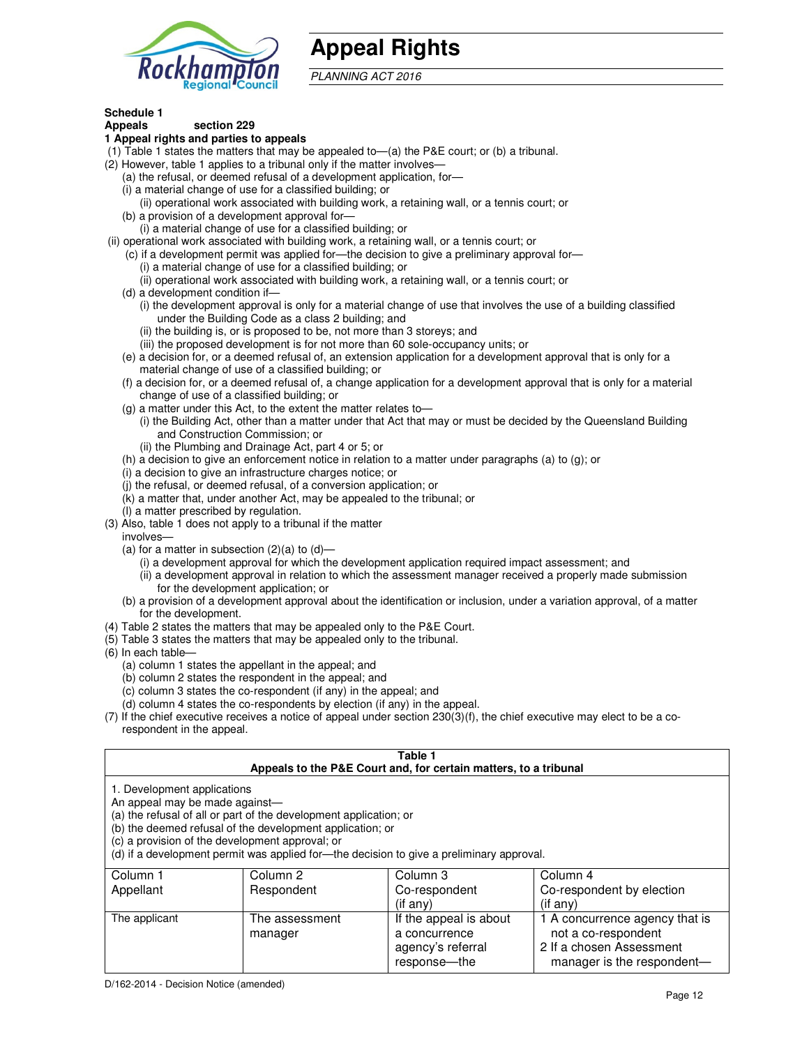# Appeal Rights

*PLANNING ACT 2016*

**Schedule 1**
**Appeals** **section 229**

**1 Appeal rights and parties to appeals**

(1) Table 1 states the matters that may be appealed to—(a) the P&E court; or (b) a tribunal.

(2) However, table 1 applies to a tribunal only if the matter involves—

(a) the refusal, or deemed refusal of a development application, for—

(i) a material change of use for a classified building; or

(ii) operational work associated with building work, a retaining wall, or a tennis court; or

(b) a provision of a development approval for—

(i) a material change of use for a classified building; or

(ii) operational work associated with building work, a retaining wall, or a tennis court; or

(c) if a development permit was applied for—the decision to give a preliminary approval for—

(i) a material change of use for a classified building; or

(ii) operational work associated with building work, a retaining wall, or a tennis court; or

(d) a development condition if—

(i) the development approval is only for a material change of use that involves the use of a building classified under the Building Code as a class 2 building; and

(ii) the building is, or is proposed to be, not more than 3 storeys; and

(iii) the proposed development is for not more than 60 sole-occupancy units; or

(e) a decision for, or a deemed refusal of, an extension application for a development approval that is only for a material change of use of a classified building; or

(f) a decision for, or a deemed refusal of, a change application for a development approval that is only for a material change of use of a classified building; or

(g) a matter under this Act, to the extent the matter relates to—

(i) the Building Act, other than a matter under that Act that may or must be decided by the Queensland Building and Construction Commission; or

(ii) the Plumbing and Drainage Act, part 4 or 5; or

(h) a decision to give an enforcement notice in relation to a matter under paragraphs (a) to (g); or

(i) a decision to give an infrastructure charges notice; or

(j) the refusal, or deemed refusal, of a conversion application; or

(k) a matter that, under another Act, may be appealed to the tribunal; or

(l) a matter prescribed by regulation.

(3) Also, table 1 does not apply to a tribunal if the matter involves—

(a) for a matter in subsection (2)(a) to (d)—

(i) a development approval for which the development application required impact assessment; and

(ii) a development approval in relation to which the assessment manager received a properly made submission for the development application; or

(b) a provision of a development approval about the identification or inclusion, under a variation approval, of a matter for the development.

(4) Table 2 states the matters that may be appealed only to the P&E Court.

(5) Table 3 states the matters that may be appealed only to the tribunal.

(6) In each table—

(a) column 1 states the appellant in the appeal; and

(b) column 2 states the respondent in the appeal; and

(c) column 3 states the co-respondent (if any) in the appeal; and

(d) column 4 states the co-respondents by election (if any) in the appeal.

(7) If the chief executive receives a notice of appeal under section 230(3)(f), the chief executive may elect to be a co-respondent in the appeal.

**Table 1**
**Appeals to the P&E Court and, for certain matters, to a tribunal**

1. Development applications
An appeal may be made against—
(a) the refusal of all or part of the development application; or
(b) the deemed refusal of the development application; or
(c) a provision of the development approval; or
(d) if a development permit was applied for—the decision to give a preliminary approval.

| Column 1 Appellant | Column 2 Respondent | Column 3 Co-respondent (if any) | Column 4 Co-respondent by election (if any) |
|---|---|---|---|
| The applicant | The assessment manager | If the appeal is about a concurrence agency's referral response—the | 1 A concurrence agency that is not a co-respondent 2 If a chosen Assessment manager is the respondent— |

D/162-2014 - Decision Notice (amended)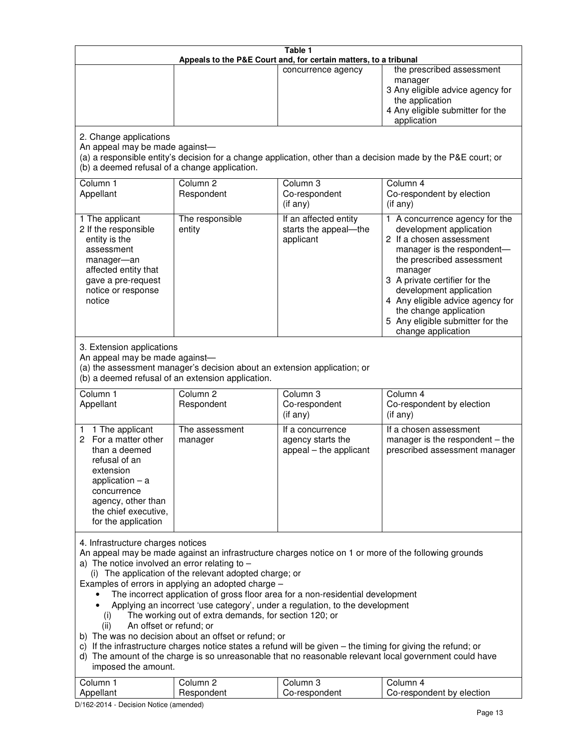**Table 1**
**Appeals to the P&E Court and, for certain matters, to a tribunal**

| | | | |
|---|---|---|---|
| | | concurrence agency | the prescribed assessment manager<br>3 Any eligible advice agency for the application<br>4 Any eligible submitter for the application |

2. Change applications
An appeal may be made against—
(a) a responsible entity's decision for a change application, other than a decision made by the P&E court; or
(b) a deemed refusal of a change application.

| Column 1<br>Appellant | Column 2<br>Respondent | Column 3<br>Co-respondent<br>(if any) | Column 4<br>Co-respondent by election<br>(if any) |
|---|---|---|---|
| 1 The applicant<br>2 If the responsible entity is the assessment manager—an affected entity that gave a pre-request notice or response notice | The responsible entity | If an affected entity starts the appeal—the applicant | 1 A concurrence agency for the development application<br>2 If a chosen assessment manager is the respondent—the prescribed assessment manager<br>3 A private certifier for the development application<br>4 Any eligible advice agency for the change application<br>5 Any eligible submitter for the change application |

3. Extension applications
An appeal may be made against—
(a) the assessment manager's decision about an extension application; or
(b) a deemed refusal of an extension application.

| Column 1<br>Appellant | Column 2<br>Respondent | Column 3<br>Co-respondent<br>(if any) | Column 4<br>Co-respondent by election<br>(if any) |
|---|---|---|---|
| 1 1 The applicant<br>2 For a matter other than a deemed refusal of an extension application – a concurrence agency, other than the chief executive, for the application | The assessment manager | If a concurrence agency starts the appeal – the applicant | If a chosen assessment manager is the respondent – the prescribed assessment manager |

4. Infrastructure charges notices
An appeal may be made against an infrastructure charges notice on 1 or more of the following grounds
a) The notice involved an error relating to –
  (i) The application of the relevant adopted charge; or
Examples of errors in applying an adopted charge –
- The incorrect application of gross floor area for a non-residential development
- Applying an incorrect 'use category', under a regulation, to the development
  (i) The working out of extra demands, for section 120; or
  (ii) An offset or refund; or
b) The was no decision about an offset or refund; or
c) If the infrastructure charges notice states a refund will be given – the timing for giving the refund; or
d) The amount of the charge is so unreasonable that no reasonable relevant local government could have imposed the amount.

| Column 1<br>Appellant | Column 2<br>Respondent | Column 3<br>Co-respondent | Column 4<br>Co-respondent by election |
|---|---|---|---|

D/162-2014 - Decision Notice (amended)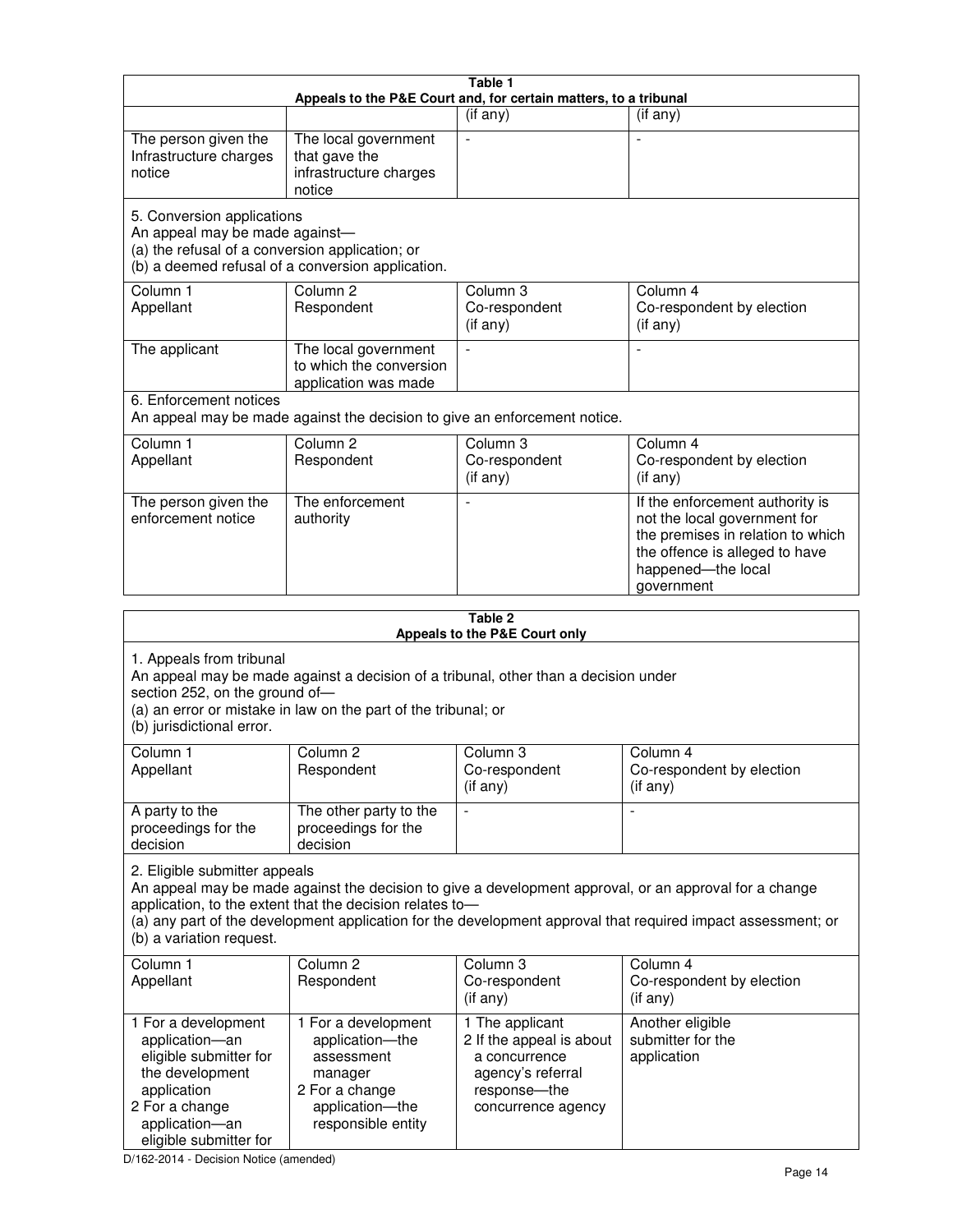**Table 1**
**Appeals to the P&E Court and, for certain matters, to a tribunal**

| | | (if any) | (if any) |
|---|---|---|---|
| The person given the Infrastructure charges notice | The local government that gave the infrastructure charges notice | - | - |

5. Conversion applications
An appeal may be made against—
(a) the refusal of a conversion application; or
(b) a deemed refusal of a conversion application.

| Column 1<br>Appellant | Column 2<br>Respondent | Column 3<br>Co-respondent<br>(if any) | Column 4<br>Co-respondent by election<br>(if any) |
|---|---|---|---|
| The applicant | The local government to which the conversion application was made | - | - |

6. Enforcement notices
An appeal may be made against the decision to give an enforcement notice.

| Column 1<br>Appellant | Column 2<br>Respondent | Column 3<br>Co-respondent<br>(if any) | Column 4<br>Co-respondent by election<br>(if any) |
|---|---|---|---|
| The person given the enforcement notice | The enforcement authority | - | If the enforcement authority is not the local government for the premises in relation to which the offence is alleged to have happened—the local government |

**Table 2**
**Appeals to the P&E Court only**

1. Appeals from tribunal
An appeal may be made against a decision of a tribunal, other than a decision under section 252, on the ground of—
(a) an error or mistake in law on the part of the tribunal; or
(b) jurisdictional error.

| Column 1<br>Appellant | Column 2<br>Respondent | Column 3<br>Co-respondent<br>(if any) | Column 4<br>Co-respondent by election<br>(if any) |
|---|---|---|---|
| A party to the proceedings for the decision | The other party to the proceedings for the decision | - | - |

2. Eligible submitter appeals
An appeal may be made against the decision to give a development approval, or an approval for a change application, to the extent that the decision relates to—
(a) any part of the development application for the development approval that required impact assessment; or
(b) a variation request.

| Column 1<br>Appellant | Column 2<br>Respondent | Column 3<br>Co-respondent<br>(if any) | Column 4<br>Co-respondent by election<br>(if any) |
|---|---|---|---|
| 1 For a development application—an eligible submitter for the development application<br>2 For a change application—an eligible submitter for | 1 For a development application—the assessment manager<br>2 For a change application—the responsible entity | 1 The applicant<br>2 If the appeal is about a concurrence agency's referral response—the concurrence agency | Another eligible submitter for the application |

D/162-2014 - Decision Notice (amended)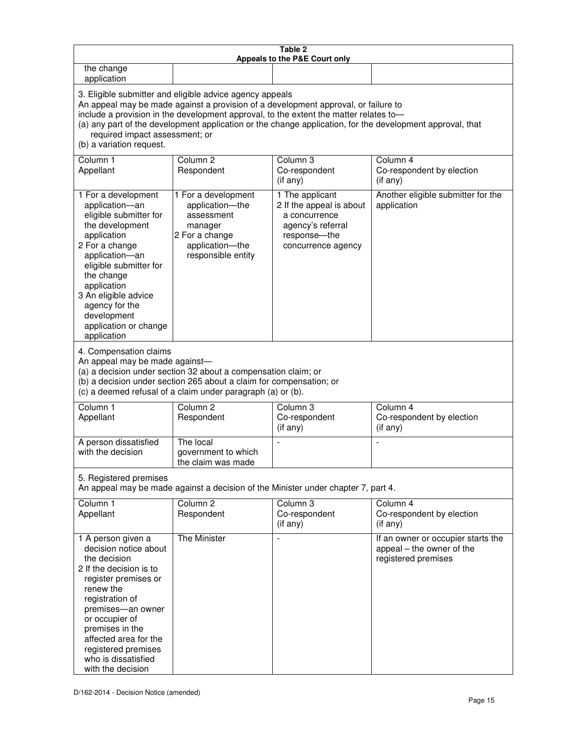| Table 2<br>Appeals to the P&E Court only | | | |
|---|---|---|---|
| the change application | | | |
| **3. Eligible submitter and eligible advice agency appeals**<br>An appeal may be made against a provision of a development approval, or failure to include a provision in the development approval, to the extent the matter relates to—<br>(a) any part of the development application or the change application, for the development approval, that required impact assessment; or<br>(b) a variation request. | | | |
| Column 1<br>Appellant | Column 2<br>Respondent | Column 3<br>Co-respondent<br>(if any) | Column 4<br>Co-respondent by election<br>(if any) |
| 1 For a development application—an eligible submitter for the development application<br>2 For a change application—an eligible submitter for the change application<br>3 An eligible advice agency for the development application or change application | 1 For a development application—the assessment manager<br>2 For a change application—the responsible entity | 1 The applicant<br>2 If the appeal is about a concurrence agency's referral response—the concurrence agency | Another eligible submitter for the application |
| **4. Compensation claims**<br>An appeal may be made against—<br>(a) a decision under section 32 about a compensation claim; or<br>(b) a decision under section 265 about a claim for compensation; or<br>(c) a deemed refusal of a claim under paragraph (a) or (b). | | | |
| Column 1<br>Appellant | Column 2<br>Respondent | Column 3<br>Co-respondent<br>(if any) | Column 4<br>Co-respondent by election<br>(if any) |
| A person dissatisfied with the decision | The local government to which the claim was made | - | - |
| **5. Registered premises**<br>An appeal may be made against a decision of the Minister under chapter 7, part 4. | | | |
| Column 1<br>Appellant | Column 2<br>Respondent | Column 3<br>Co-respondent<br>(if any) | Column 4<br>Co-respondent by election<br>(if any) |
| 1 A person given a decision notice about the decision<br>2 If the decision is to register premises or renew the registration of premises—an owner or occupier of premises in the affected area for the registered premises who is dissatisfied with the decision | The Minister | - | If an owner or occupier starts the appeal – the owner of the registered premises |

D/162-2014 - Decision Notice (amended)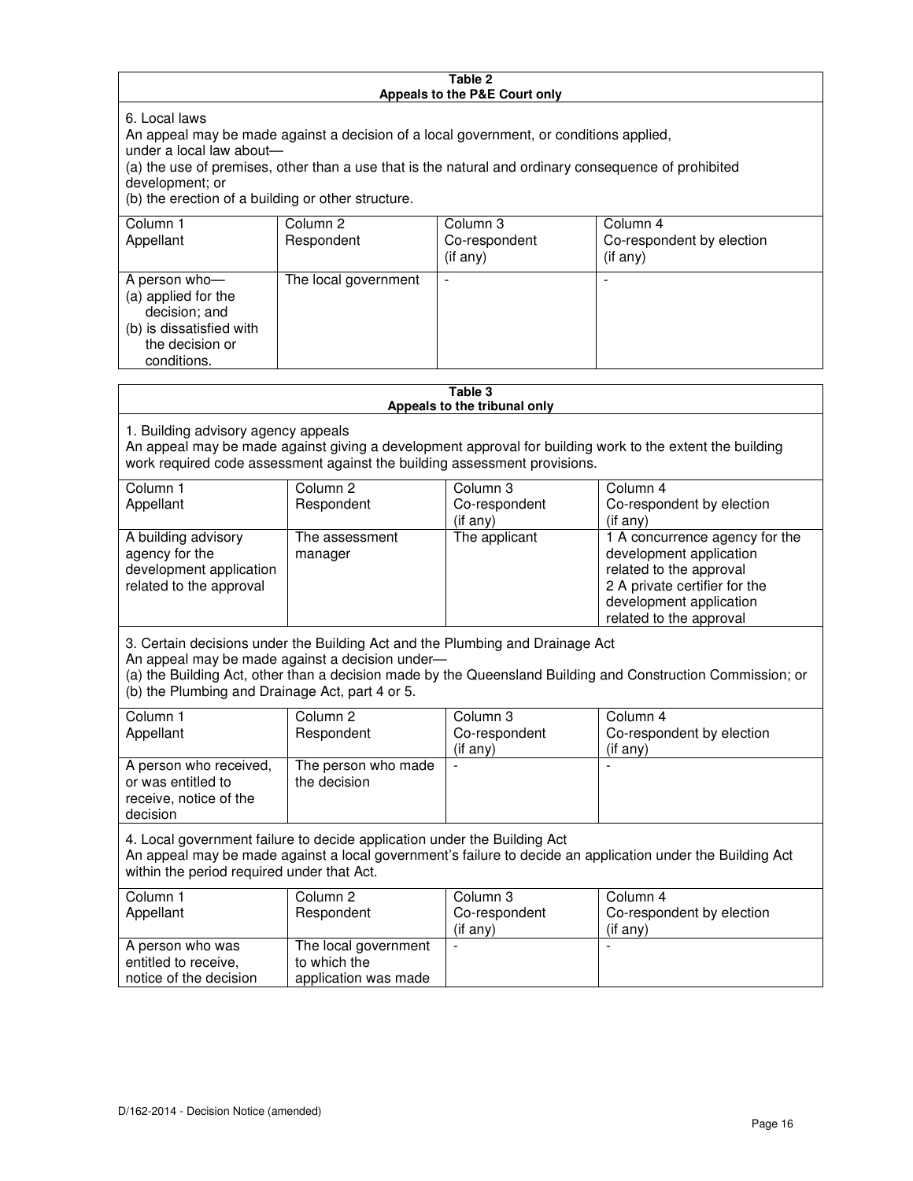**Table 2**
**Appeals to the P&E Court only**

6. Local laws
An appeal may be made against a decision of a local government, or conditions applied, under a local law about—
(a) the use of premises, other than a use that is the natural and ordinary consequence of prohibited development; or
(b) the erection of a building or other structure.

| Column 1 Appellant | Column 2 Respondent | Column 3 Co-respondent (if any) | Column 4 Co-respondent by election (if any) |
|---|---|---|---|
| A person who— (a) applied for the decision; and (b) is dissatisfied with the decision or conditions. | The local government | - | - |

**Table 3**
**Appeals to the tribunal only**

1. Building advisory agency appeals
An appeal may be made against giving a development approval for building work to the extent the building work required code assessment against the building assessment provisions.

| Column 1 Appellant | Column 2 Respondent | Column 3 Co-respondent (if any) | Column 4 Co-respondent by election (if any) |
|---|---|---|---|
| A building advisory agency for the development application related to the approval | The assessment manager | The applicant | 1 A concurrence agency for the development application related to the approval 2 A private certifier for the development application related to the approval |

3. Certain decisions under the Building Act and the Plumbing and Drainage Act
An appeal may be made against a decision under—
(a) the Building Act, other than a decision made by the Queensland Building and Construction Commission; or
(b) the Plumbing and Drainage Act, part 4 or 5.

| Column 1 Appellant | Column 2 Respondent | Column 3 Co-respondent (if any) | Column 4 Co-respondent by election (if any) |
|---|---|---|---|
| A person who received, or was entitled to receive, notice of the decision | The person who made the decision | - | - |

4. Local government failure to decide application under the Building Act
An appeal may be made against a local government's failure to decide an application under the Building Act within the period required under that Act.

| Column 1 Appellant | Column 2 Respondent | Column 3 Co-respondent (if any) | Column 4 Co-respondent by election (if any) |
|---|---|---|---|
| A person who was entitled to receive, notice of the decision | The local government to which the application was made | - | - |

D/162-2014 - Decision Notice (amended)